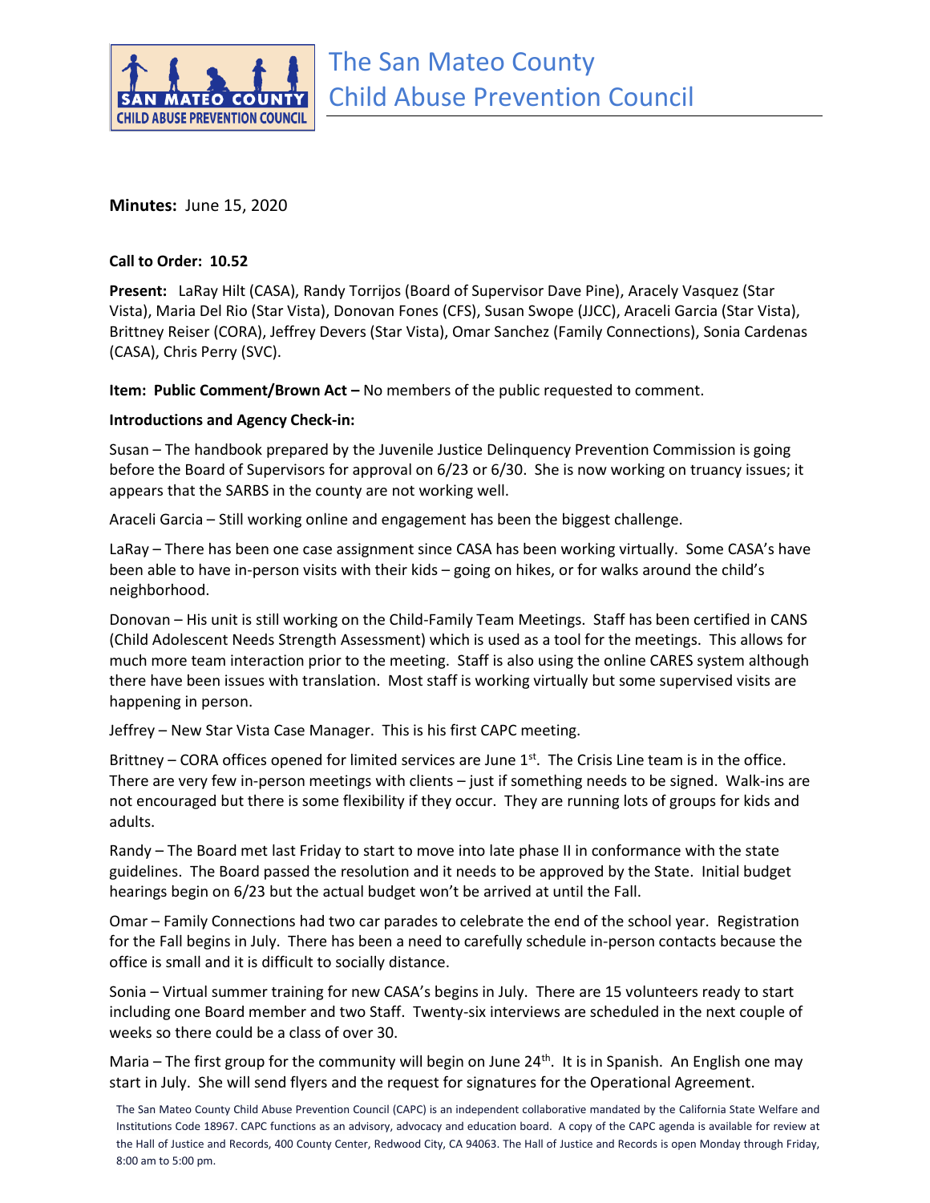# The San Mateo County Child Abuse Prevention Council

**Minutes:** June 15, 2020

**Call to Order: 10.52**

**Present:** LaRay Hilt (CASA), Randy Torrijos (Board of Supervisor Dave Pine), Aracely Vasquez (Star Vista), Maria Del Rio (Star Vista), Donovan Fones (CFS), Susan Swope (JJCC), Araceli Garcia (Star Vista), Brittney Reiser (CORA), Jeffrey Devers (Star Vista), Omar Sanchez (Family Connections), Sonia Cardenas (CASA), Chris Perry (SVC).

**Item: Public Comment/Brown Act –** No members of the public requested to comment.

**Introductions and Agency Check-in:**

Susan – The handbook prepared by the Juvenile Justice Delinquency Prevention Commission is going before the Board of Supervisors for approval on 6/23 or 6/30. She is now working on truancy issues; it appears that the SARBS in the county are not working well.

Araceli Garcia – Still working online and engagement has been the biggest challenge.

LaRay – There has been one case assignment since CASA has been working virtually. Some CASA's have been able to have in-person visits with their kids – going on hikes, or for walks around the child's neighborhood.

Donovan – His unit is still working on the Child-Family Team Meetings. Staff has been certified in CANS (Child Adolescent Needs Strength Assessment) which is used as a tool for the meetings. This allows for much more team interaction prior to the meeting. Staff is also using the online CARES system although there have been issues with translation. Most staff is working virtually but some supervised visits are happening in person.

Jeffrey – New Star Vista Case Manager. This is his first CAPC meeting.

Brittney – CORA offices opened for limited services are June 1st. The Crisis Line team is in the office. There are very few in-person meetings with clients – just if something needs to be signed. Walk-ins are not encouraged but there is some flexibility if they occur. They are running lots of groups for kids and adults.

Randy – The Board met last Friday to start to move into late phase II in conformance with the state guidelines. The Board passed the resolution and it needs to be approved by the State. Initial budget hearings begin on 6/23 but the actual budget won't be arrived at until the Fall.

Omar – Family Connections had two car parades to celebrate the end of the school year. Registration for the Fall begins in July. There has been a need to carefully schedule in-person contacts because the office is small and it is difficult to socially distance.

Sonia – Virtual summer training for new CASA's begins in July. There are 15 volunteers ready to start including one Board member and two Staff. Twenty-six interviews are scheduled in the next couple of weeks so there could be a class of over 30.

Maria – The first group for the community will begin on June 24th. It is in Spanish. An English one may start in July. She will send flyers and the request for signatures for the Operational Agreement.

The San Mateo County Child Abuse Prevention Council (CAPC) is an independent collaborative mandated by the California State Welfare and Institutions Code 18967. CAPC functions as an advisory, advocacy and education board. A copy of the CAPC agenda is available for review at the Hall of Justice and Records, 400 County Center, Redwood City, CA 94063. The Hall of Justice and Records is open Monday through Friday, 8:00 am to 5:00 pm.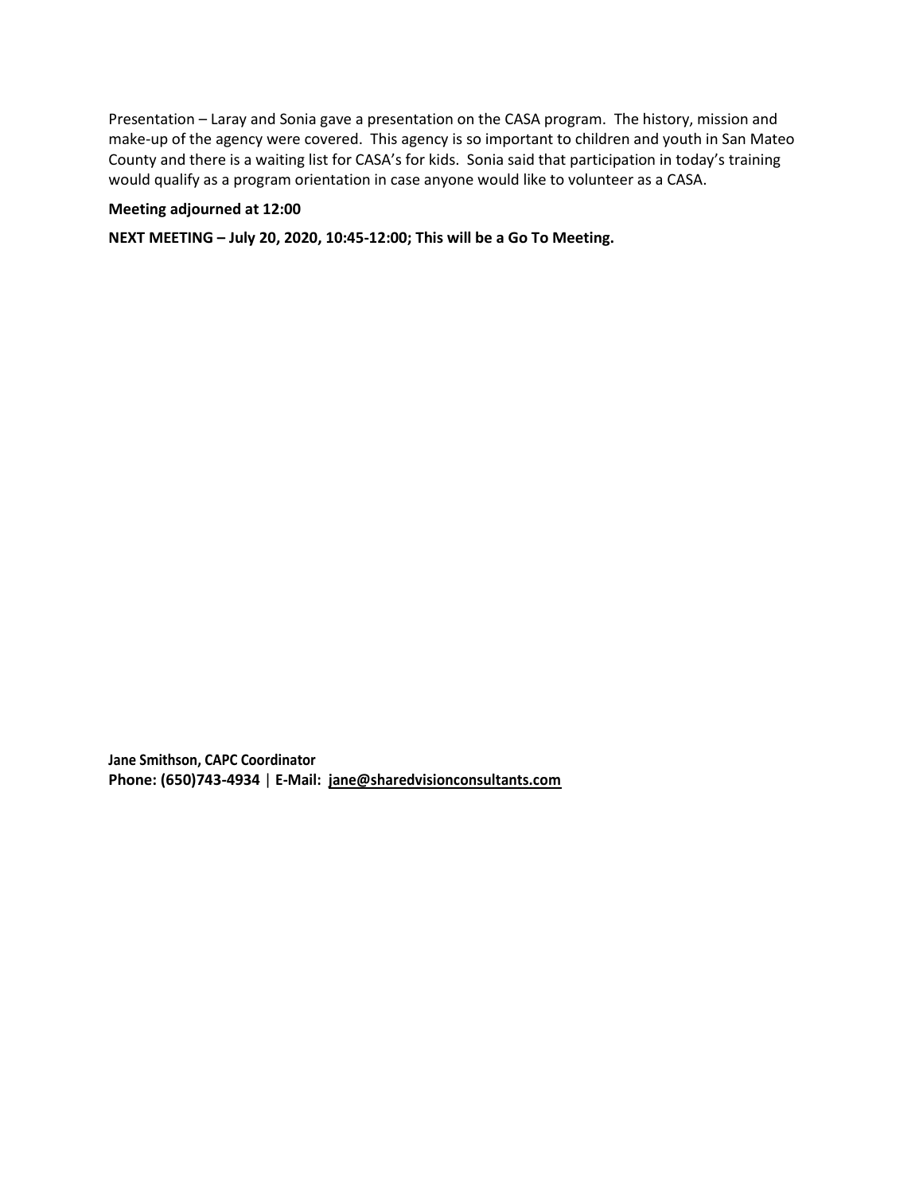Presentation – Laray and Sonia gave a presentation on the CASA program. The history, mission and make-up of the agency were covered. This agency is so important to children and youth in San Mateo County and there is a waiting list for CASA's for kids. Sonia said that participation in today's training would qualify as a program orientation in case anyone would like to volunteer as a CASA.

**Meeting adjourned at 12:00**

**NEXT MEETING – July 20, 2020, 10:45-12:00; This will be a Go To Meeting.**

**Jane Smithson, CAPC Coordinator**
**Phone: (650)743-4934 | E-Mail: jane@sharedvisionconsultants.com**